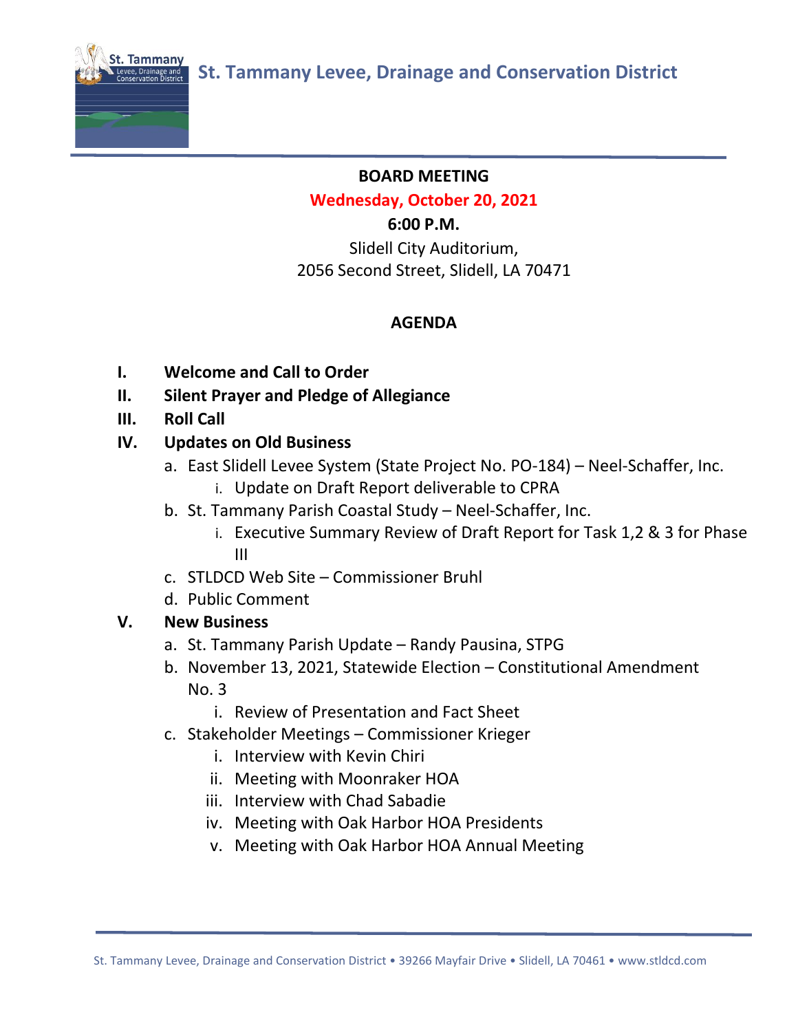# St. Tammany Levee, Drainage and Conservation District

**BOARD MEETING**

**Wednesday, October 20, 2021**

**6:00 P.M.**

Slidell City Auditorium,
2056 Second Street, Slidell, LA 70471

## AGENDA

**I. Welcome and Call to Order**

**II. Silent Prayer and Pledge of Allegiance**

**III. Roll Call**

**IV. Updates on Old Business**

a. East Slidell Levee System (State Project No. PO-184) – Neel-Schaffer, Inc.
   i. Update on Draft Report deliverable to CPRA

b. St. Tammany Parish Coastal Study – Neel-Schaffer, Inc.
   i. Executive Summary Review of Draft Report for Task 1,2 & 3 for Phase III

c. STLDCD Web Site – Commissioner Bruhl

d. Public Comment

**V. New Business**

a. St. Tammany Parish Update – Randy Pausina, STPG

b. November 13, 2021, Statewide Election – Constitutional Amendment No. 3
   i. Review of Presentation and Fact Sheet

c. Stakeholder Meetings – Commissioner Krieger
   i. Interview with Kevin Chiri
   ii. Meeting with Moonraker HOA
   iii. Interview with Chad Sabadie
   iv. Meeting with Oak Harbor HOA Presidents
   v. Meeting with Oak Harbor HOA Annual Meeting

St. Tammany Levee, Drainage and Conservation District • 39266 Mayfair Drive • Slidell, LA 70461 • www.stldcd.com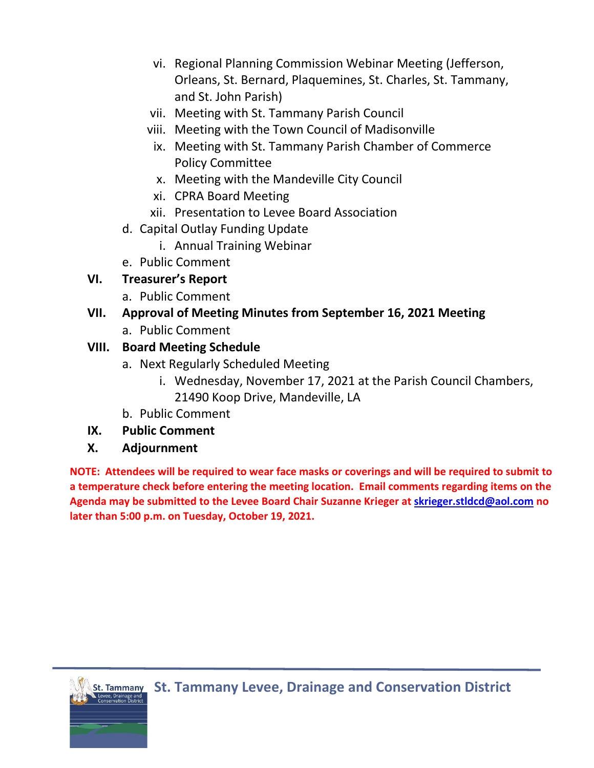- vi. Regional Planning Commission Webinar Meeting (Jefferson, Orleans, St. Bernard, Plaquemines, St. Charles, St. Tammany, and St. John Parish)
   - vii. Meeting with St. Tammany Parish Council
   - viii. Meeting with the Town Council of Madisonville
   - ix. Meeting with St. Tammany Parish Chamber of Commerce Policy Committee
   - x. Meeting with the Mandeville City Council
   - xi. CPRA Board Meeting
   - xii. Presentation to Levee Board Association

- d. Capital Outlay Funding Update
  - i. Annual Training Webinar
- e. Public Comment

**VI. Treasurer's Report**

- a. Public Comment

**VII. Approval of Meeting Minutes from September 16, 2021 Meeting**

- a. Public Comment

**VIII. Board Meeting Schedule**

- a. Next Regularly Scheduled Meeting
  - i. Wednesday, November 17, 2021 at the Parish Council Chambers, 21490 Koop Drive, Mandeville, LA
- b. Public Comment

**IX. Public Comment**

**X. Adjournment**

**NOTE: Attendees will be required to wear face masks or coverings and will be required to submit to a temperature check before entering the meeting location. Email comments regarding items on the Agenda may be submitted to the Levee Board Chair Suzanne Krieger at skrieger.stldcd@aol.com no later than 5:00 p.m. on Tuesday, October 19, 2021.**